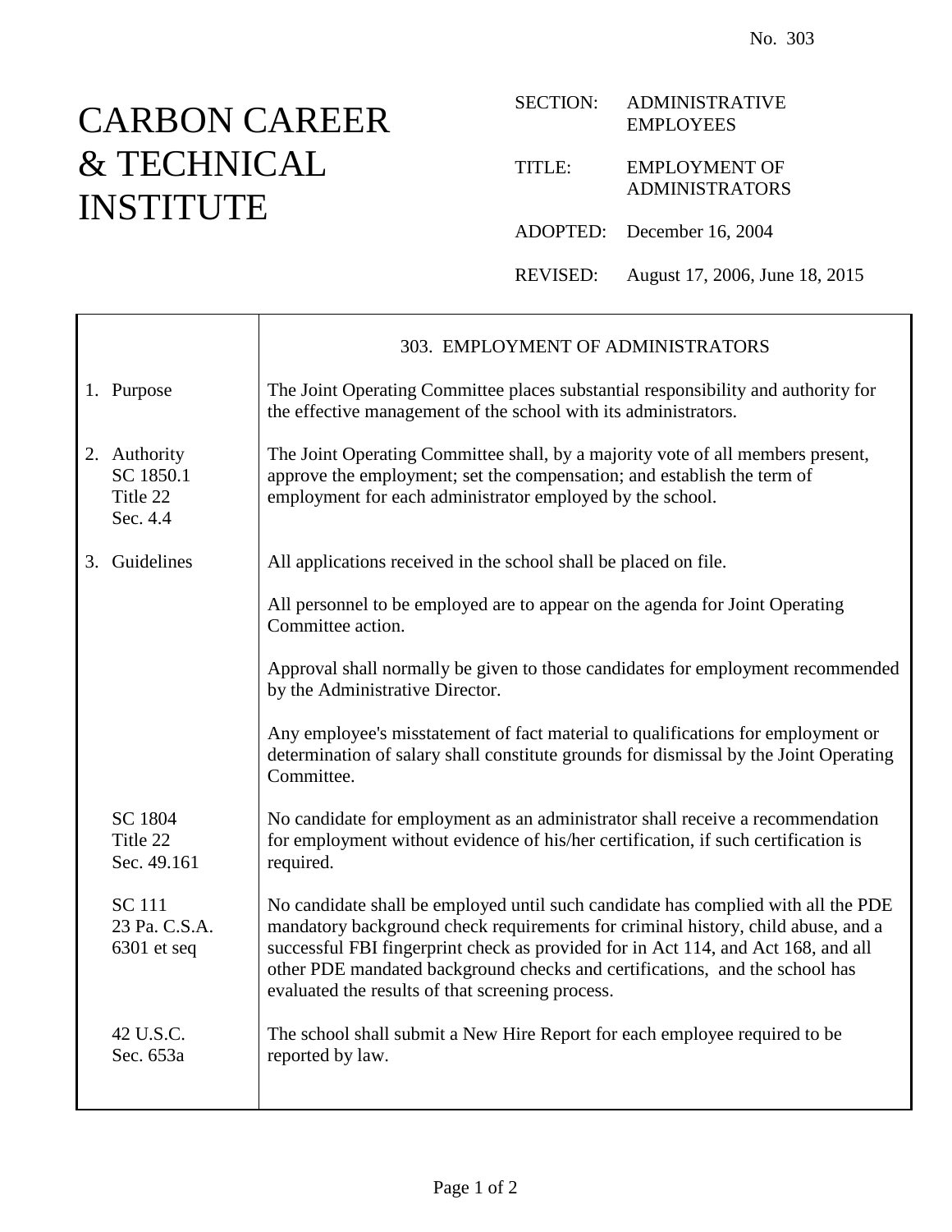No. 303

# CARBON CAREER & TECHNICAL INSTITUTE

SECTION: ADMINISTRATIVE EMPLOYEES

TITLE: EMPLOYMENT OF ADMINISTRATORS

ADOPTED: December 16, 2004

REVISED: August 17, 2006, June 18, 2015

## 303. EMPLOYMENT OF ADMINISTRATORS

**1. Purpose**

The Joint Operating Committee places substantial responsibility and authority for the effective management of the school with its administrators.

**2. Authority**
SC 1850.1
Title 22
Sec. 4.4

The Joint Operating Committee shall, by a majority vote of all members present, approve the employment; set the compensation; and establish the term of employment for each administrator employed by the school.

**3. Guidelines**

All applications received in the school shall be placed on file.

All personnel to be employed are to appear on the agenda for Joint Operating Committee action.

Approval shall normally be given to those candidates for employment recommended by the Administrative Director.

Any employee's misstatement of fact material to qualifications for employment or determination of salary shall constitute grounds for dismissal by the Joint Operating Committee.

SC 1804
Title 22
Sec. 49.161

No candidate for employment as an administrator shall receive a recommendation for employment without evidence of his/her certification, if such certification is required.

SC 111
23 Pa. C.S.A.
6301 et seq

No candidate shall be employed until such candidate has complied with all the PDE mandatory background check requirements for criminal history, child abuse, and a successful FBI fingerprint check as provided for in Act 114, and Act 168, and all other PDE mandated background checks and certifications, and the school has evaluated the results of that screening process.

42 U.S.C.
Sec. 653a

The school shall submit a New Hire Report for each employee required to be reported by law.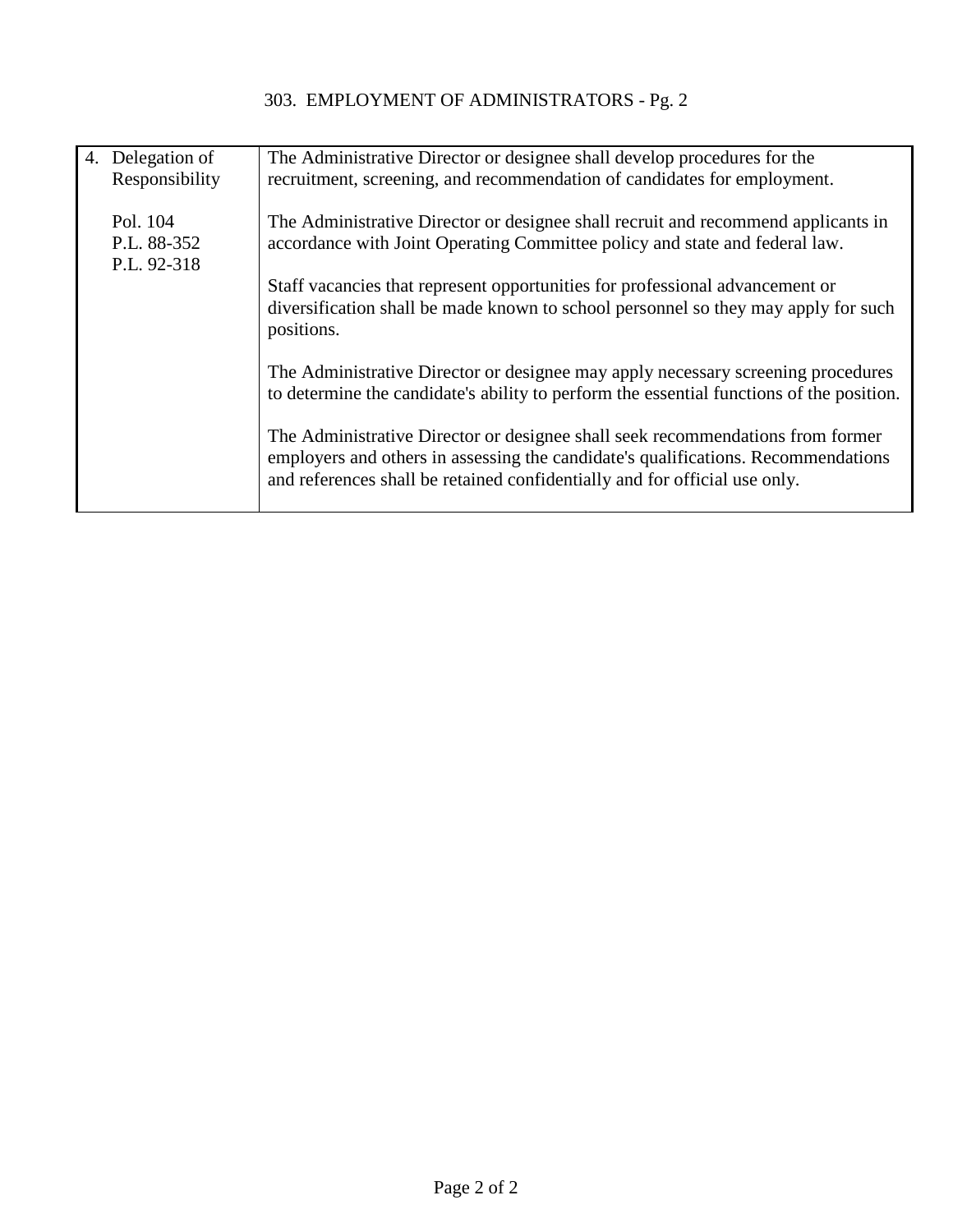303. EMPLOYMENT OF ADMINISTRATORS - Pg. 2

| | |
|---|---|
| 4. Delegation of Responsibility<br><br>Pol. 104<br>P.L. 88-352<br>P.L. 92-318 | The Administrative Director or designee shall develop procedures for the recruitment, screening, and recommendation of candidates for employment.<br><br>The Administrative Director or designee shall recruit and recommend applicants in accordance with Joint Operating Committee policy and state and federal law.<br><br>Staff vacancies that represent opportunities for professional advancement or diversification shall be made known to school personnel so they may apply for such positions.<br><br>The Administrative Director or designee may apply necessary screening procedures to determine the candidate's ability to perform the essential functions of the position.<br><br>The Administrative Director or designee shall seek recommendations from former employers and others in assessing the candidate's qualifications. Recommendations and references shall be retained confidentially and for official use only. |